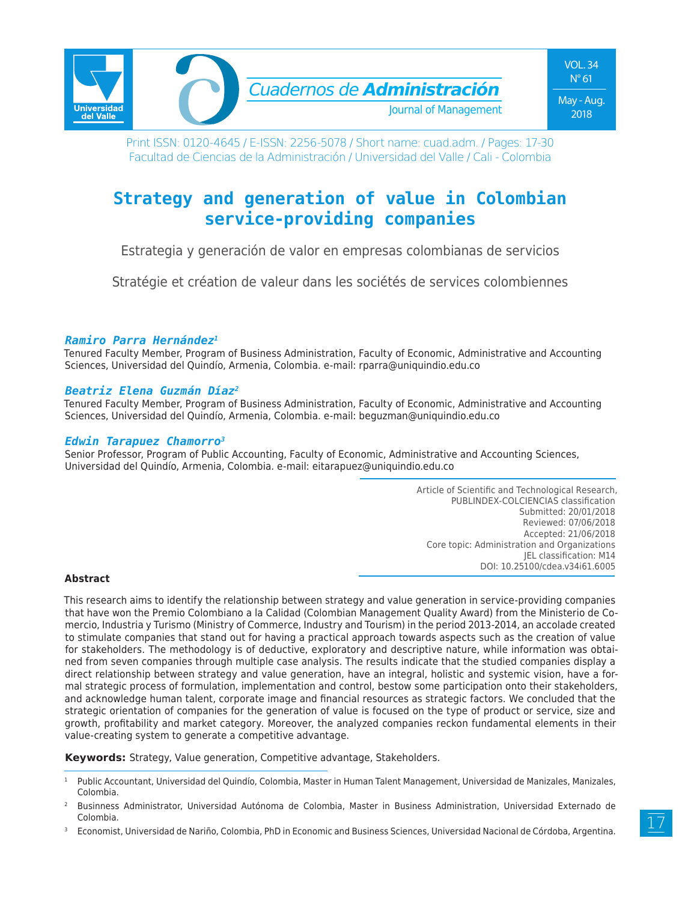# Strategy and generation of value in Colombian service-providing companies

Estrategia y generación de valor en empresas colombianas de servicios

Stratégie et création de valeur dans les sociétés de services colombiennes

***Ramiro Parra Hernández*[1]**
Tenured Faculty Member, Program of Business Administration, Faculty of Economic, Administrative and Accounting Sciences, Universidad del Quindío, Armenia, Colombia. e-mail: rparra@uniquindio.edu.co

***Beatriz Elena Guzmán Díaz*[2]**
Tenured Faculty Member, Program of Business Administration, Faculty of Economic, Administrative and Accounting Sciences, Universidad del Quindío, Armenia, Colombia. e-mail: beguzman@uniquindio.edu.co

***Edwin Tarapuez Chamorro*[3]**
Senior Professor, Program of Public Accounting, Faculty of Economic, Administrative and Accounting Sciences, Universidad del Quindío, Armenia, Colombia. e-mail: eitarapuez@uniquindio.edu.co

Article of Scientific and Technological Research,
PUBLINDEX-COLCIENCIAS classification
Submitted: 20/01/2018
Reviewed: 07/06/2018
Accepted: 21/06/2018
Core topic: Administration and Organizations
JEL classification: M14
DOI: 10.25100/cdea.v34i61.6005

**Abstract**

This research aims to identify the relationship between strategy and value generation in service-providing companies that have won the Premio Colombiano a la Calidad (Colombian Management Quality Award) from the Ministerio de Comercio, Industria y Turismo (Ministry of Commerce, Industry and Tourism) in the period 2013-2014, an accolade created to stimulate companies that stand out for having a practical approach towards aspects such as the creation of value for stakeholders. The methodology is of deductive, exploratory and descriptive nature, while information was obtained from seven companies through multiple case analysis. The results indicate that the studied companies display a direct relationship between strategy and value generation, have an integral, holistic and systemic vision, have a formal strategic process of formulation, implementation and control, bestow some participation onto their stakeholders, and acknowledge human talent, corporate image and financial resources as strategic factors. We concluded that the strategic orientation of companies for the generation of value is focused on the type of product or service, size and growth, profitability and market category. Moreover, the analyzed companies reckon fundamental elements in their value-creating system to generate a competitive advantage.

**Keywords:** Strategy, Value generation, Competitive advantage, Stakeholders.

---

[1] Public Accountant, Universidad del Quindío, Colombia, Master in Human Talent Management, Universidad de Manizales, Manizales, Colombia.

[2] Business Administrator, Universidad Autónoma de Colombia, Master in Business Administration, Universidad Externado de Colombia.

[3] Economist, Universidad de Nariño, Colombia, PhD in Economic and Business Sciences, Universidad Nacional de Córdoba, Argentina.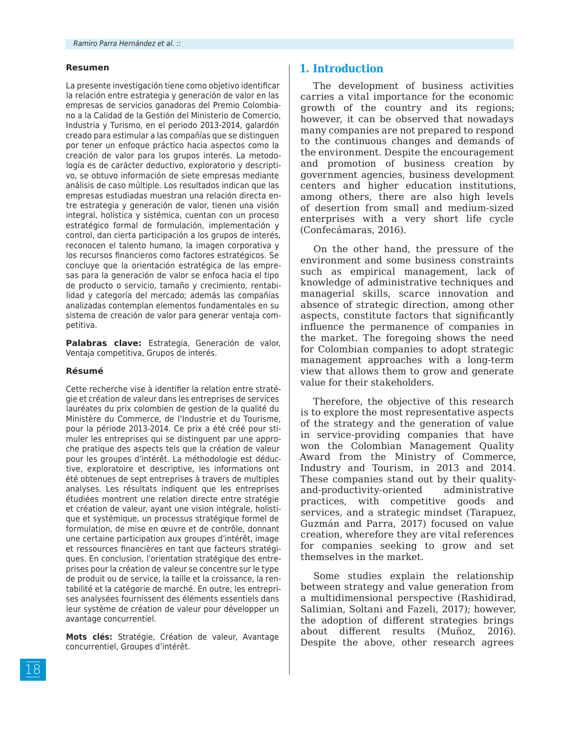### Resumen

La presente investigación tiene como objetivo identificar la relación entre estrategia y generación de valor en las empresas de servicios ganadoras del Premio Colombiano a la Calidad de la Gestión del Ministerio de Comercio, Industria y Turismo, en el periodo 2013-2014, galardón creado para estimular a las compañías que se distinguen por tener un enfoque práctico hacia aspectos como la creación de valor para los grupos interés. La metodología es de carácter deductivo, exploratorio y descriptivo, se obtuvo información de siete empresas mediante análisis de caso múltiple. Los resultados indican que las empresas estudiadas muestran una relación directa entre estrategia y generación de valor, tienen una visión integral, holística y sistémica, cuentan con un proceso estratégico formal de formulación, implementación y control, dan cierta participación a los grupos de interés, reconocen el talento humano, la imagen corporativa y los recursos financieros como factores estratégicos. Se concluye que la orientación estratégica de las empresas para la generación de valor se enfoca hacia el tipo de producto o servicio, tamaño y crecimiento, rentabilidad y categoría del mercado; además las compañías analizadas contemplan elementos fundamentales en su sistema de creación de valor para generar ventaja competitiva.

**Palabras clave:** Estrategia, Generación de valor, Ventaja competitiva, Grupos de interés.

### Résumé

Cette recherche vise à identifier la relation entre stratégie et création de valeur dans les entreprises de services lauréates du prix colombien de gestion de la qualité du Ministère du Commerce, de l'Industrie et du Tourisme, pour la période 2013-2014. Ce prix a été créé pour stimuler les entreprises qui se distinguent par une approche pratique des aspects tels que la création de valeur pour les groupes d'intérêt. La méthodologie est déductive, exploratoire et descriptive, les informations ont été obtenues de sept entreprises à travers de multiples analyses. Les résultats indiquent que les entreprises étudiées montrent une relation directe entre stratégie et création de valeur, ayant une vision intégrale, holistique et systémique, un processus stratégique formel de formulation, de mise en œuvre et de contrôle, donnant une certaine participation aux groupes d'intérêt, image et ressources financières en tant que facteurs stratégiques. En conclusion, l'orientation stratégique des entreprises pour la création de valeur se concentre sur le type de produit ou de service, la taille et la croissance, la rentabilité et la catégorie de marché. En outre, les entreprises analysées fournissent des éléments essentiels dans leur système de création de valeur pour développer un avantage concurrentiel.

**Mots clés:** Stratégie, Création de valeur, Avantage concurrentiel, Groupes d'intérêt.

## 1. Introduction

The development of business activities carries a vital importance for the economic growth of the country and its regions; however, it can be observed that nowadays many companies are not prepared to respond to the continuous changes and demands of the environment. Despite the encouragement and promotion of business creation by government agencies, business development centers and higher education institutions, among others, there are also high levels of desertion from small and medium-sized enterprises with a very short life cycle (Confecámaras, 2016).

On the other hand, the pressure of the environment and some business constraints such as empirical management, lack of knowledge of administrative techniques and managerial skills, scarce innovation and absence of strategic direction, among other aspects, constitute factors that significantly influence the permanence of companies in the market. The foregoing shows the need for Colombian companies to adopt strategic management approaches with a long-term view that allows them to grow and generate value for their stakeholders.

Therefore, the objective of this research is to explore the most representative aspects of the strategy and the generation of value in service-providing companies that have won the Colombian Management Quality Award from the Ministry of Commerce, Industry and Tourism, in 2013 and 2014. These companies stand out by their quality-and-productivity-oriented administrative practices, with competitive goods and services, and a strategic mindset (Tarapuez, Guzmán and Parra, 2017) focused on value creation, wherefore they are vital references for companies seeking to grow and set themselves in the market.

Some studies explain the relationship between strategy and value generation from a multidimensional perspective (Rashidirad, Salimian, Soltani and Fazeli, 2017); however, the adoption of different strategies brings about different results (Muñoz, 2016). Despite the above, other research agrees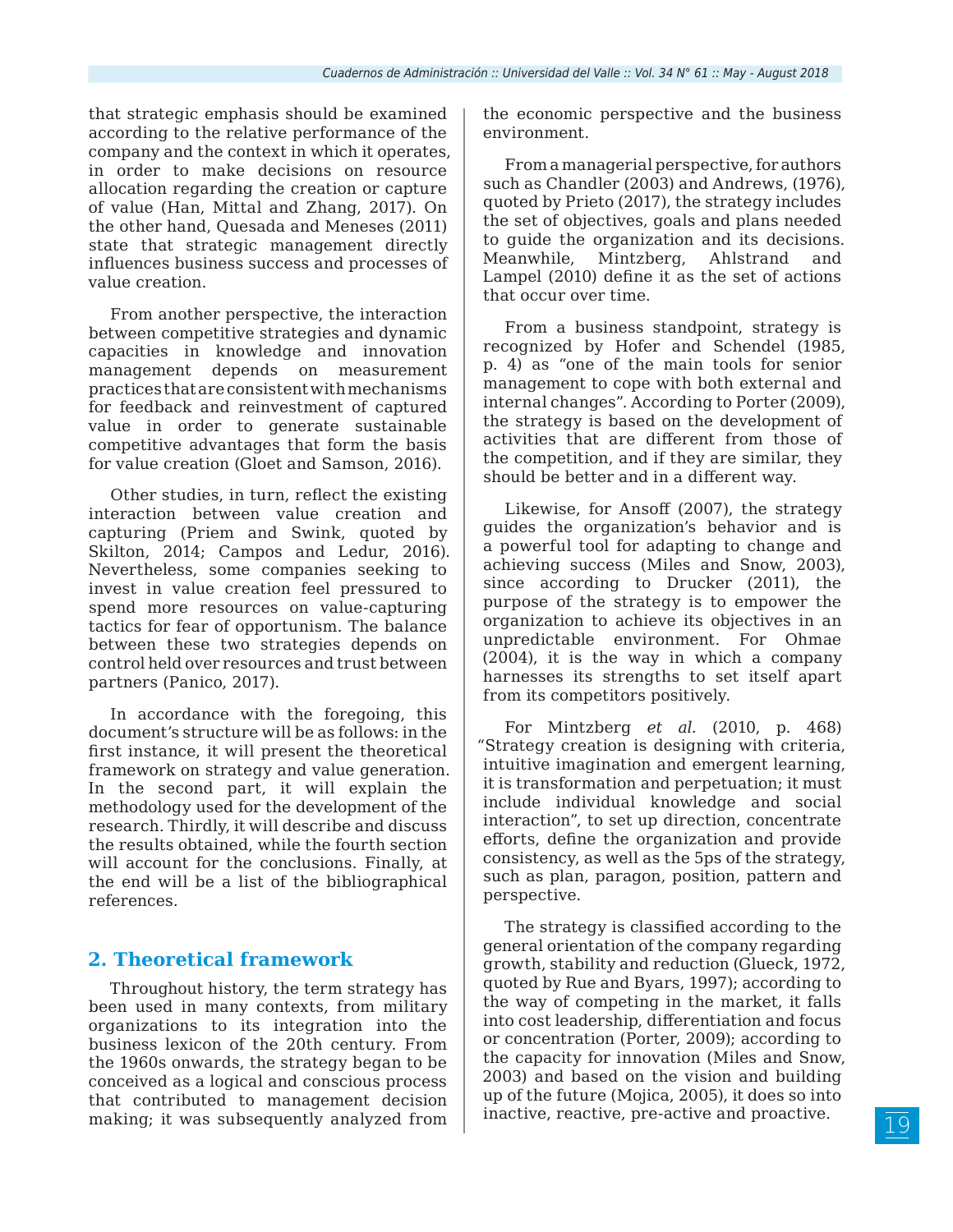that strategic emphasis should be examined according to the relative performance of the company and the context in which it operates, in order to make decisions on resource allocation regarding the creation or capture of value (Han, Mittal and Zhang, 2017). On the other hand, Quesada and Meneses (2011) state that strategic management directly influences business success and processes of value creation.

From another perspective, the interaction between competitive strategies and dynamic capacities in knowledge and innovation management depends on measurement practices that are consistent with mechanisms for feedback and reinvestment of captured value in order to generate sustainable competitive advantages that form the basis for value creation (Gloet and Samson, 2016).

Other studies, in turn, reflect the existing interaction between value creation and capturing (Priem and Swink, quoted by Skilton, 2014; Campos and Ledur, 2016). Nevertheless, some companies seeking to invest in value creation feel pressured to spend more resources on value-capturing tactics for fear of opportunism. The balance between these two strategies depends on control held over resources and trust between partners (Panico, 2017).

In accordance with the foregoing, this document's structure will be as follows: in the first instance, it will present the theoretical framework on strategy and value generation. In the second part, it will explain the methodology used for the development of the research. Thirdly, it will describe and discuss the results obtained, while the fourth section will account for the conclusions. Finally, at the end will be a list of the bibliographical references.

## 2. Theoretical framework

Throughout history, the term strategy has been used in many contexts, from military organizations to its integration into the business lexicon of the 20th century. From the 1960s onwards, the strategy began to be conceived as a logical and conscious process that contributed to management decision making; it was subsequently analyzed from the economic perspective and the business environment.

From a managerial perspective, for authors such as Chandler (2003) and Andrews, (1976), quoted by Prieto (2017), the strategy includes the set of objectives, goals and plans needed to guide the organization and its decisions. Meanwhile, Mintzberg, Ahlstrand and Lampel (2010) define it as the set of actions that occur over time.

From a business standpoint, strategy is recognized by Hofer and Schendel (1985, p. 4) as "one of the main tools for senior management to cope with both external and internal changes". According to Porter (2009), the strategy is based on the development of activities that are different from those of the competition, and if they are similar, they should be better and in a different way.

Likewise, for Ansoff (2007), the strategy guides the organization's behavior and is a powerful tool for adapting to change and achieving success (Miles and Snow, 2003), since according to Drucker (2011), the purpose of the strategy is to empower the organization to achieve its objectives in an unpredictable environment. For Ohmae (2004), it is the way in which a company harnesses its strengths to set itself apart from its competitors positively.

For Mintzberg *et al.* (2010, p. 468) "Strategy creation is designing with criteria, intuitive imagination and emergent learning, it is transformation and perpetuation; it must include individual knowledge and social interaction", to set up direction, concentrate efforts, define the organization and provide consistency, as well as the 5ps of the strategy, such as plan, paragon, position, pattern and perspective.

The strategy is classified according to the general orientation of the company regarding growth, stability and reduction (Glueck, 1972, quoted by Rue and Byars, 1997); according to the way of competing in the market, it falls into cost leadership, differentiation and focus or concentration (Porter, 2009); according to the capacity for innovation (Miles and Snow, 2003) and based on the vision and building up of the future (Mojica, 2005), it does so into inactive, reactive, pre-active and proactive.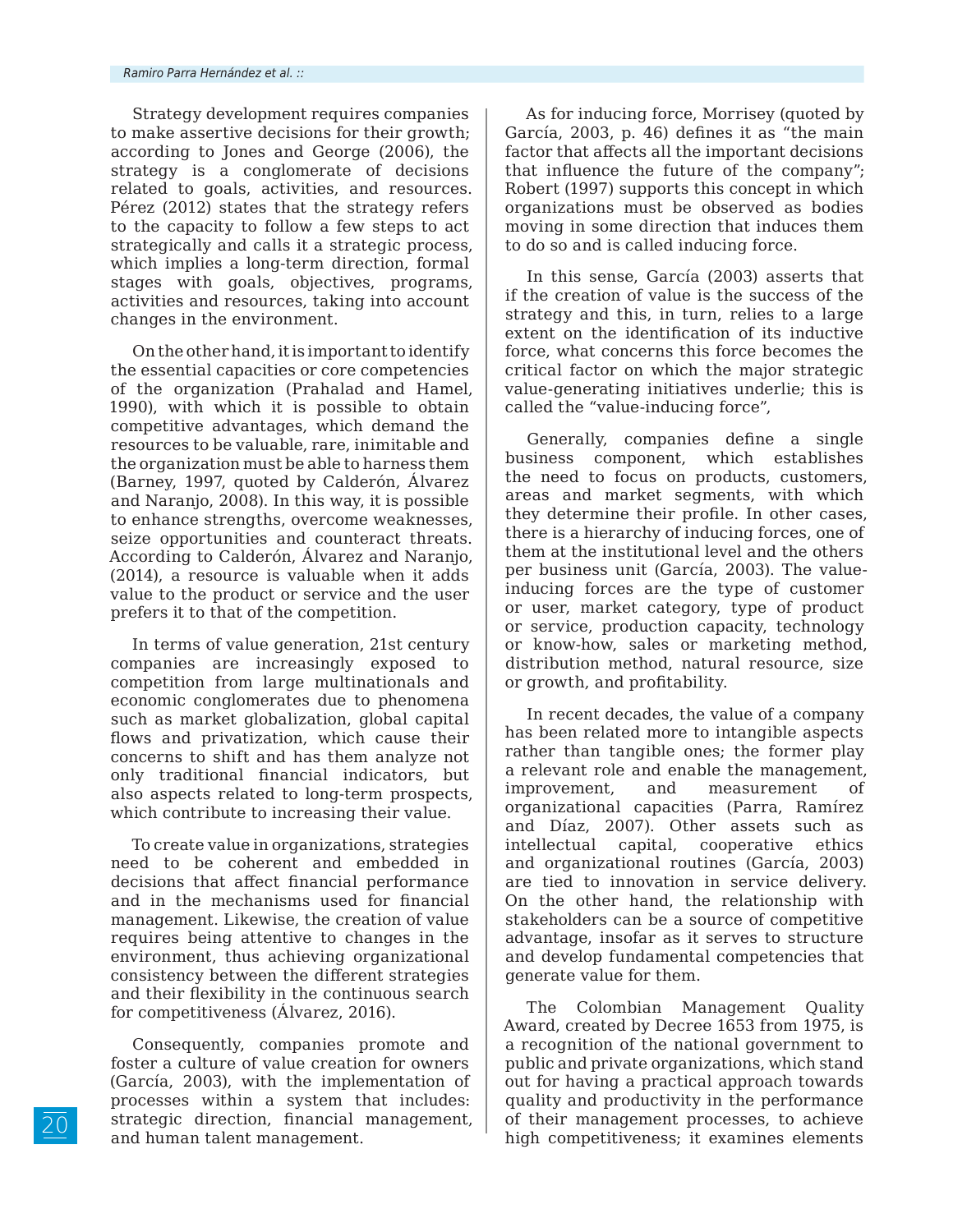Strategy development requires companies to make assertive decisions for their growth; according to Jones and George (2006), the strategy is a conglomerate of decisions related to goals, activities, and resources. Pérez (2012) states that the strategy refers to the capacity to follow a few steps to act strategically and calls it a strategic process, which implies a long-term direction, formal stages with goals, objectives, programs, activities and resources, taking into account changes in the environment.

On the other hand, it is important to identify the essential capacities or core competencies of the organization (Prahalad and Hamel, 1990), with which it is possible to obtain competitive advantages, which demand the resources to be valuable, rare, inimitable and the organization must be able to harness them (Barney, 1997, quoted by Calderón, Álvarez and Naranjo, 2008). In this way, it is possible to enhance strengths, overcome weaknesses, seize opportunities and counteract threats. According to Calderón, Álvarez and Naranjo, (2014), a resource is valuable when it adds value to the product or service and the user prefers it to that of the competition.

In terms of value generation, 21st century companies are increasingly exposed to competition from large multinationals and economic conglomerates due to phenomena such as market globalization, global capital flows and privatization, which cause their concerns to shift and has them analyze not only traditional financial indicators, but also aspects related to long-term prospects, which contribute to increasing their value.

To create value in organizations, strategies need to be coherent and embedded in decisions that affect financial performance and in the mechanisms used for financial management. Likewise, the creation of value requires being attentive to changes in the environment, thus achieving organizational consistency between the different strategies and their flexibility in the continuous search for competitiveness (Álvarez, 2016).

Consequently, companies promote and foster a culture of value creation for owners (García, 2003), with the implementation of processes within a system that includes: strategic direction, financial management, and human talent management.

As for inducing force, Morrisey (quoted by García, 2003, p. 46) defines it as "the main factor that affects all the important decisions that influence the future of the company"; Robert (1997) supports this concept in which organizations must be observed as bodies moving in some direction that induces them to do so and is called inducing force.

In this sense, García (2003) asserts that if the creation of value is the success of the strategy and this, in turn, relies to a large extent on the identification of its inductive force, what concerns this force becomes the critical factor on which the major strategic value-generating initiatives underlie; this is called the "value-inducing force",

Generally, companies define a single business component, which establishes the need to focus on products, customers, areas and market segments, with which they determine their profile. In other cases, there is a hierarchy of inducing forces, one of them at the institutional level and the others per business unit (García, 2003). The value-inducing forces are the type of customer or user, market category, type of product or service, production capacity, technology or know-how, sales or marketing method, distribution method, natural resource, size or growth, and profitability.

In recent decades, the value of a company has been related more to intangible aspects rather than tangible ones; the former play a relevant role and enable the management, improvement, and measurement of organizational capacities (Parra, Ramírez and Díaz, 2007). Other assets such as intellectual capital, cooperative ethics and organizational routines (García, 2003) are tied to innovation in service delivery. On the other hand, the relationship with stakeholders can be a source of competitive advantage, insofar as it serves to structure and develop fundamental competencies that generate value for them.

The Colombian Management Quality Award, created by Decree 1653 from 1975, is a recognition of the national government to public and private organizations, which stand out for having a practical approach towards quality and productivity in the performance of their management processes, to achieve high competitiveness; it examines elements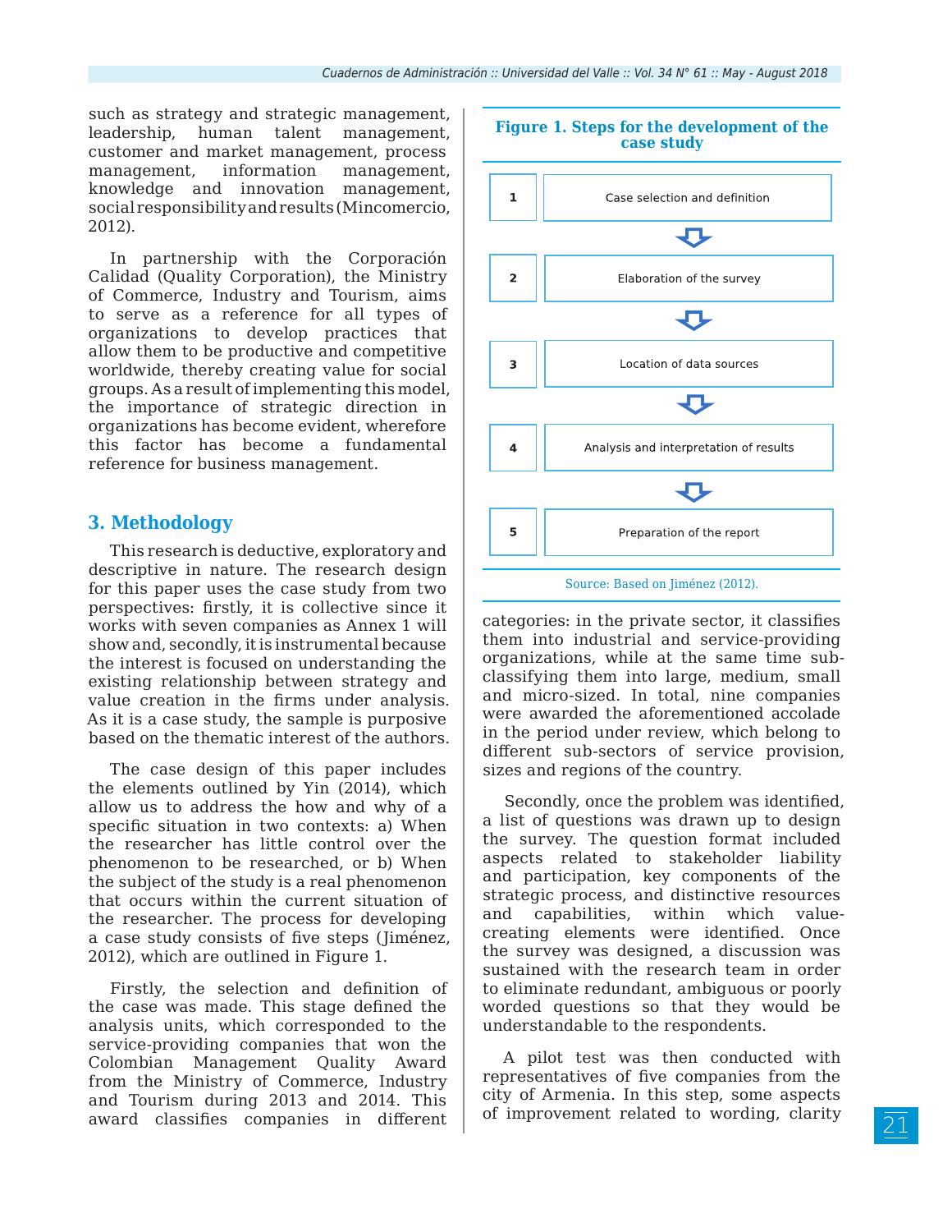such as strategy and strategic management, leadership, human talent management, customer and market management, process management, information management, knowledge and innovation management, social responsibility and results (Mincomercio, 2012).

In partnership with the Corporación Calidad (Quality Corporation), the Ministry of Commerce, Industry and Tourism, aims to serve as a reference for all types of organizations to develop practices that allow them to be productive and competitive worldwide, thereby creating value for social groups. As a result of implementing this model, the importance of strategic direction in organizations has become evident, wherefore this factor has become a fundamental reference for business management.

## 3. Methodology

This research is deductive, exploratory and descriptive in nature. The research design for this paper uses the case study from two perspectives: firstly, it is collective since it works with seven companies as Annex 1 will show and, secondly, it is instrumental because the interest is focused on understanding the existing relationship between strategy and value creation in the firms under analysis. As it is a case study, the sample is purposive based on the thematic interest of the authors.

The case design of this paper includes the elements outlined by Yin (2014), which allow us to address the how and why of a specific situation in two contexts: a) When the researcher has little control over the phenomenon to be researched, or b) When the subject of the study is a real phenomenon that occurs within the current situation of the researcher. The process for developing a case study consists of five steps (Jiménez, 2012), which are outlined in Figure 1.

**Figure 1. Steps for the development of the case study**

| Step | |
|---|---|
| 1 | Case selection and definition |
| 2 | Elaboration of the survey |
| 3 | Location of data sources |
| 4 | Analysis and interpretation of results |
| 5 | Preparation of the report |

Source: Based on Jiménez (2012).

Firstly, the selection and definition of the case was made. This stage defined the analysis units, which corresponded to the service-providing companies that won the Colombian Management Quality Award from the Ministry of Commerce, Industry and Tourism during 2013 and 2014. This award classifies companies in different categories: in the private sector, it classifies them into industrial and service-providing organizations, while at the same time sub-classifying them into large, medium, small and micro-sized. In total, nine companies were awarded the aforementioned accolade in the period under review, which belong to different sub-sectors of service provision, sizes and regions of the country.

Secondly, once the problem was identified, a list of questions was drawn up to design the survey. The question format included aspects related to stakeholder liability and participation, key components of the strategic process, and distinctive resources and capabilities, within which value-creating elements were identified. Once the survey was designed, a discussion was sustained with the research team in order to eliminate redundant, ambiguous or poorly worded questions so that they would be understandable to the respondents.

A pilot test was then conducted with representatives of five companies from the city of Armenia. In this step, some aspects of improvement related to wording, clarity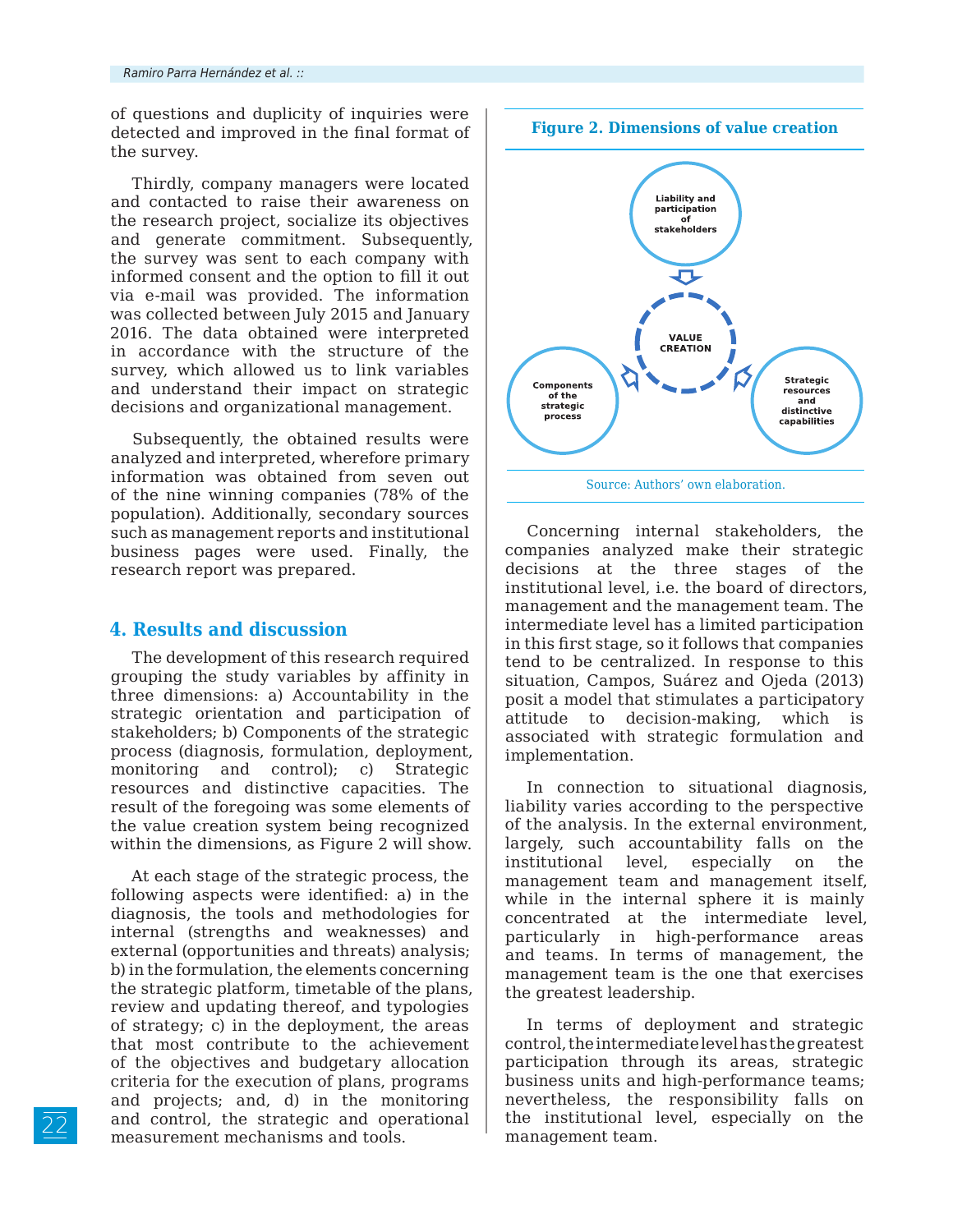of questions and duplicity of inquiries were detected and improved in the final format of the survey.

Thirdly, company managers were located and contacted to raise their awareness on the research project, socialize its objectives and generate commitment. Subsequently, the survey was sent to each company with informed consent and the option to fill it out via e-mail was provided. The information was collected between July 2015 and January 2016. The data obtained were interpreted in accordance with the structure of the survey, which allowed us to link variables and understand their impact on strategic decisions and organizational management.

Subsequently, the obtained results were analyzed and interpreted, wherefore primary information was obtained from seven out of the nine winning companies (78% of the population). Additionally, secondary sources such as management reports and institutional business pages were used. Finally, the research report was prepared.

## 4. Results and discussion

The development of this research required grouping the study variables by affinity in three dimensions: a) Accountability in the strategic orientation and participation of stakeholders; b) Components of the strategic process (diagnosis, formulation, deployment, monitoring and control); c) Strategic resources and distinctive capacities. The result of the foregoing was some elements of the value creation system being recognized within the dimensions, as Figure 2 will show.

At each stage of the strategic process, the following aspects were identified: a) in the diagnosis, the tools and methodologies for internal (strengths and weaknesses) and external (opportunities and threats) analysis; b) in the formulation, the elements concerning the strategic platform, timetable of the plans, review and updating thereof, and typologies of strategy; c) in the deployment, the areas that most contribute to the achievement of the objectives and budgetary allocation criteria for the execution of plans, programs and projects; and, d) in the monitoring and control, the strategic and operational measurement mechanisms and tools.

**Figure 2. Dimensions of value creation**

Liability and participation of stakeholders

VALUE CREATION

Components of the strategic process

Strategic resources and distinctive capabilities

Source: Authors' own elaboration.

Concerning internal stakeholders, the companies analyzed make their strategic decisions at the three stages of the institutional level, i.e. the board of directors, management and the management team. The intermediate level has a limited participation in this first stage, so it follows that companies tend to be centralized. In response to this situation, Campos, Suárez and Ojeda (2013) posit a model that stimulates a participatory attitude to decision-making, which is associated with strategic formulation and implementation.

In connection to situational diagnosis, liability varies according to the perspective of the analysis. In the external environment, largely, such accountability falls on the institutional level, especially on the management team and management itself, while in the internal sphere it is mainly concentrated at the intermediate level, particularly in high-performance areas and teams. In terms of management, the management team is the one that exercises the greatest leadership.

In terms of deployment and strategic control, the intermediate level has the greatest participation through its areas, strategic business units and high-performance teams; nevertheless, the responsibility falls on the institutional level, especially on the management team.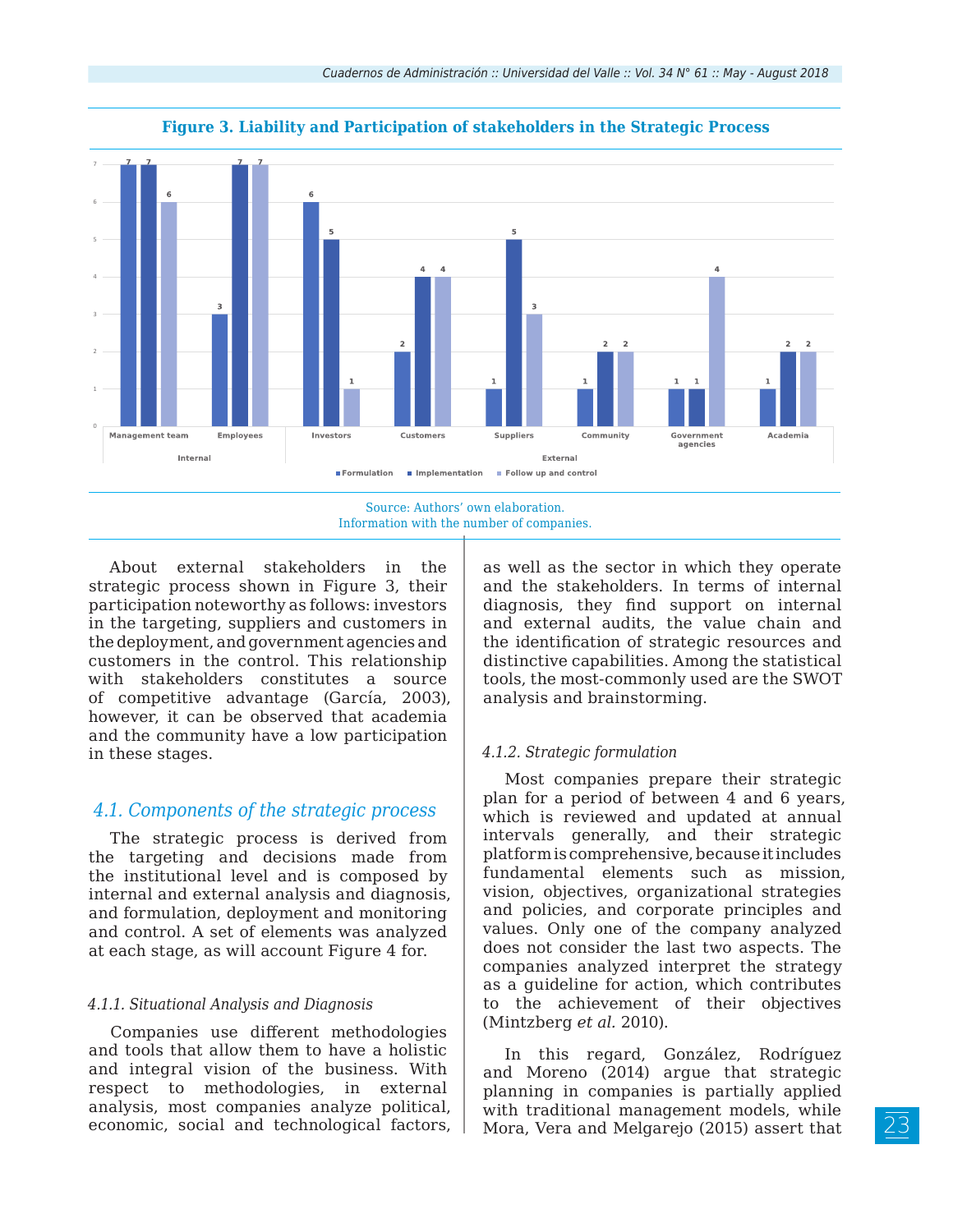**Figure 3. Liability and Participation of stakeholders in the Strategic Process**

| | Internal | | External | | | | | |
|---|---|---|---|---|---|---|---|---|
| | Management team | Employees | Investors | Customers | Suppliers | Community | Government agencies | Academia |
| Formulation | 7 | 3 | 6 | 2 | 1 | 1 | 1 | 1 |
| Implementation | 7 | 7 | 5 | 4 | 5 | 2 | 1 | 2 |
| Follow up and control | 6 | 7 | 1 | 4 | 3 | 2 | 4 | 2 |

Source: Authors' own elaboration.
Information with the number of companies.

About external stakeholders in the strategic process shown in Figure 3, their participation noteworthy as follows: investors in the targeting, suppliers and customers in the deployment, and government agencies and customers in the control. This relationship with stakeholders constitutes a source of competitive advantage (García, 2003), however, it can be observed that academia and the community have a low participation in these stages.

## 4.1. Components of the strategic process

The strategic process is derived from the targeting and decisions made from the institutional level and is composed by internal and external analysis and diagnosis, and formulation, deployment and monitoring and control. A set of elements was analyzed at each stage, as will account Figure 4 for.

### *4.1.1. Situational Analysis and Diagnosis*

Companies use different methodologies and tools that allow them to have a holistic and integral vision of the business. With respect to methodologies, in external analysis, most companies analyze political, economic, social and technological factors, as well as the sector in which they operate and the stakeholders. In terms of internal diagnosis, they find support on internal and external audits, the value chain and the identification of strategic resources and distinctive capabilities. Among the statistical tools, the most-commonly used are the SWOT analysis and brainstorming.

### *4.1.2. Strategic formulation*

Most companies prepare their strategic plan for a period of between 4 and 6 years, which is reviewed and updated at annual intervals generally, and their strategic platform is comprehensive, because it includes fundamental elements such as mission, vision, objectives, organizational strategies and policies, and corporate principles and values. Only one of the company analyzed does not consider the last two aspects. The companies analyzed interpret the strategy as a guideline for action, which contributes to the achievement of their objectives (Mintzberg *et al.* 2010).

In this regard, González, Rodríguez and Moreno (2014) argue that strategic planning in companies is partially applied with traditional management models, while Mora, Vera and Melgarejo (2015) assert that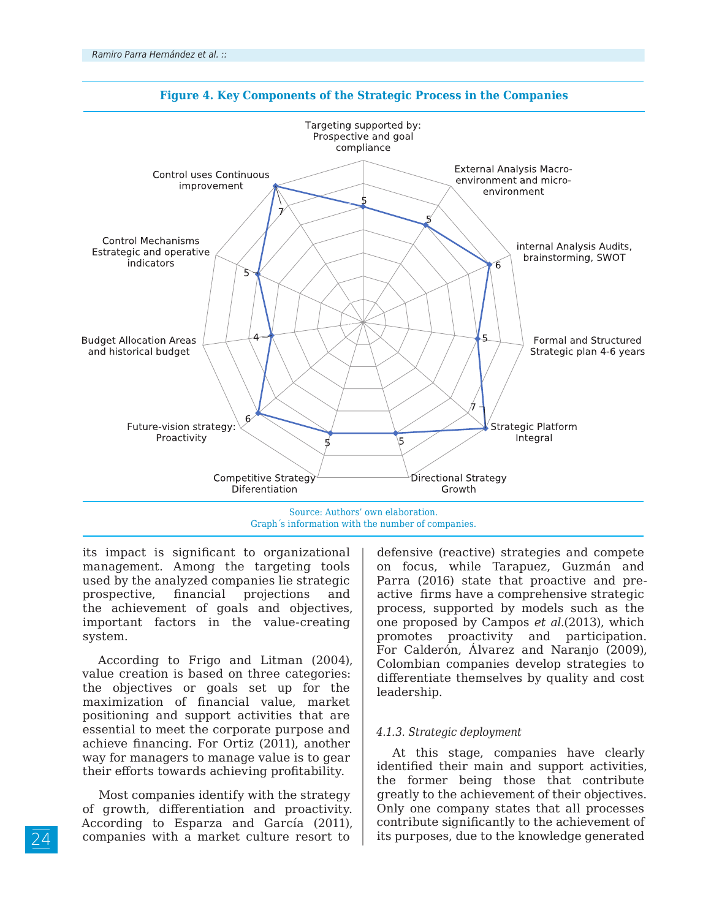**Figure 4. Key Components of the Strategic Process in the Companies**

| Component | Number of companies |
|---|---|
| Targeting supported by: Prospective and goal compliance | 5 |
| External Analysis Macro-environment and micro-environment | 5 |
| internal Analysis Audits, brainstorming, SWOT | 6 |
| Formal and Structured Strategic plan 4-6 years | 5 |
| Strategic Platform Integral | 7 |
| Directional Strategy Growth | 5 |
| Competitive Strategy Diferentiation | 5 |
| Future-vision strategy: Proactivity | 6 |
| Budget Allocation Areas and historical budget | 4 |
| Control Mechanisms Estrategic and operative indicators | 5 |
| Control uses Continuous improvement | 7 |

Source: Authors' own elaboration.
Graph´s information with the number of companies.

its impact is significant to organizational management. Among the targeting tools used by the analyzed companies lie strategic prospective, financial projections and the achievement of goals and objectives, important factors in the value-creating system.

According to Frigo and Litman (2004), value creation is based on three categories: the objectives or goals set up for the maximization of financial value, market positioning and support activities that are essential to meet the corporate purpose and achieve financing. For Ortiz (2011), another way for managers to manage value is to gear their efforts towards achieving profitability.

Most companies identify with the strategy of growth, differentiation and proactivity. According to Esparza and García (2011), companies with a market culture resort to defensive (reactive) strategies and compete on focus, while Tarapuez, Guzmán and Parra (2016) state that proactive and pre-active firms have a comprehensive strategic process, supported by models such as the one proposed by Campos *et al.*(2013), which promotes proactivity and participation. For Calderón, Álvarez and Naranjo (2009), Colombian companies develop strategies to differentiate themselves by quality and cost leadership.

#### *4.1.3. Strategic deployment*

At this stage, companies have clearly identified their main and support activities, the former being those that contribute greatly to the achievement of their objectives. Only one company states that all processes contribute significantly to the achievement of its purposes, due to the knowledge generated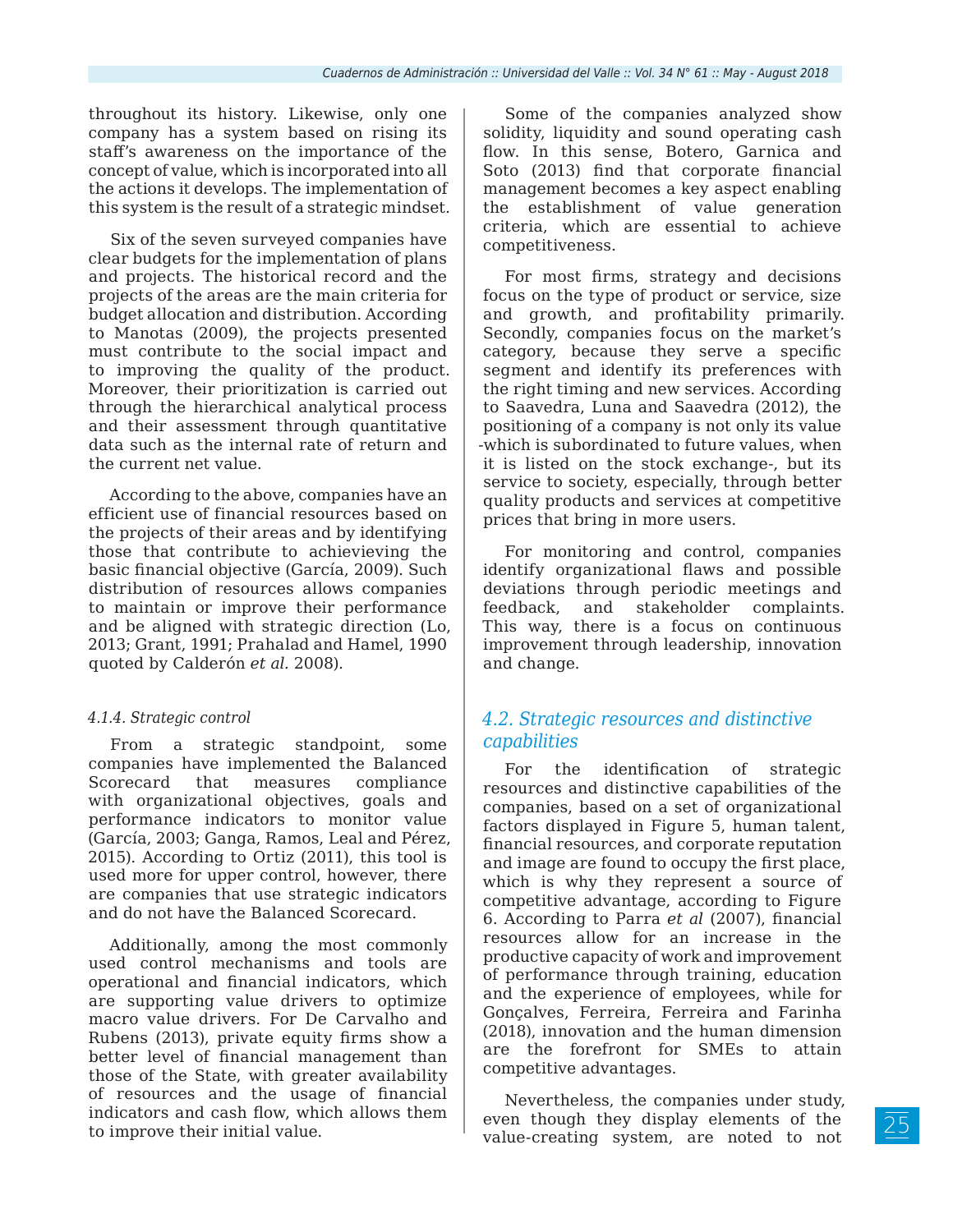throughout its history. Likewise, only one company has a system based on rising its staff's awareness on the importance of the concept of value, which is incorporated into all the actions it develops. The implementation of this system is the result of a strategic mindset.

Six of the seven surveyed companies have clear budgets for the implementation of plans and projects. The historical record and the projects of the areas are the main criteria for budget allocation and distribution. According to Manotas (2009), the projects presented must contribute to the social impact and to improving the quality of the product. Moreover, their prioritization is carried out through the hierarchical analytical process and their assessment through quantitative data such as the internal rate of return and the current net value.

According to the above, companies have an efficient use of financial resources based on the projects of their areas and by identifying those that contribute to achievieving the basic financial objective (García, 2009). Such distribution of resources allows companies to maintain or improve their performance and be aligned with strategic direction (Lo, 2013; Grant, 1991; Prahalad and Hamel, 1990 quoted by Calderón *et al.* 2008).

#### *4.1.4. Strategic control*

From a strategic standpoint, some companies have implemented the Balanced Scorecard that measures compliance with organizational objectives, goals and performance indicators to monitor value (García, 2003; Ganga, Ramos, Leal and Pérez, 2015). According to Ortiz (2011), this tool is used more for upper control, however, there are companies that use strategic indicators and do not have the Balanced Scorecard.

Additionally, among the most commonly used control mechanisms and tools are operational and financial indicators, which are supporting value drivers to optimize macro value drivers. For De Carvalho and Rubens (2013), private equity firms show a better level of financial management than those of the State, with greater availability of resources and the usage of financial indicators and cash flow, which allows them to improve their initial value.

Some of the companies analyzed show solidity, liquidity and sound operating cash flow. In this sense, Botero, Garnica and Soto (2013) find that corporate financial management becomes a key aspect enabling the establishment of value generation criteria, which are essential to achieve competitiveness.

For most firms, strategy and decisions focus on the type of product or service, size and growth, and profitability primarily. Secondly, companies focus on the market's category, because they serve a specific segment and identify its preferences with the right timing and new services. According to Saavedra, Luna and Saavedra (2012), the positioning of a company is not only its value -which is subordinated to future values, when it is listed on the stock exchange-, but its service to society, especially, through better quality products and services at competitive prices that bring in more users.

For monitoring and control, companies identify organizational flaws and possible deviations through periodic meetings and feedback, and stakeholder complaints. This way, there is a focus on continuous improvement through leadership, innovation and change.

### *4.2. Strategic resources and distinctive capabilities*

For the identification of strategic resources and distinctive capabilities of the companies, based on a set of organizational factors displayed in Figure 5, human talent, financial resources, and corporate reputation and image are found to occupy the first place, which is why they represent a source of competitive advantage, according to Figure 6. According to Parra *et al* (2007), financial resources allow for an increase in the productive capacity of work and improvement of performance through training, education and the experience of employees, while for Gonçalves, Ferreira, Ferreira and Farinha (2018), innovation and the human dimension are the forefront for SMEs to attain competitive advantages.

Nevertheless, the companies under study, even though they display elements of the value-creating system, are noted to not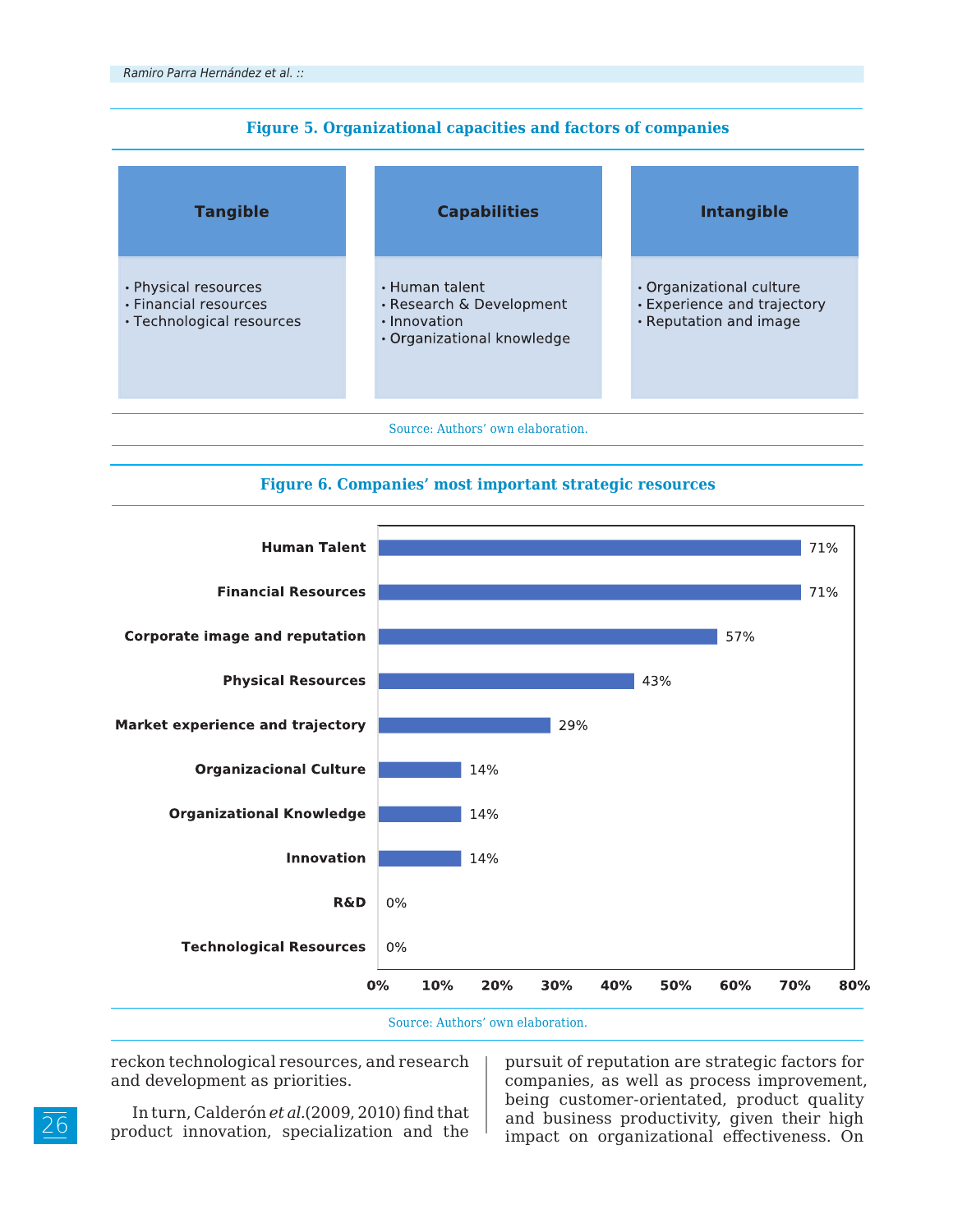**Figure 5. Organizational capacities and factors of companies**

| Tangible | Capabilities | Intangible |
|---|---|---|
| • Physical resources<br>• Financial resources<br>• Technological resources | • Human talent<br>• Research & Development<br>• Innovation<br>• Organizational knowledge | • Organizational culture<br>• Experience and trajectory<br>• Reputation and image |

Source: Authors' own elaboration.

**Figure 6. Companies' most important strategic resources**

| Resource | % |
|---|---|
| Human Talent | 71% |
| Financial Resources | 71% |
| Corporate image and reputation | 57% |
| Physical Resources | 43% |
| Market experience and trajectory | 29% |
| Organizacional Culture | 14% |
| Organizational Knowledge | 14% |
| Innovation | 14% |
| R&D | 0% |
| Technological Resources | 0% |

Source: Authors' own elaboration.

reckon technological resources, and research and development as priorities.

In turn, Calderón *et al.*(2009, 2010) find that product innovation, specialization and the pursuit of reputation are strategic factors for companies, as well as process improvement, being customer-orientated, product quality and business productivity, given their high impact on organizational effectiveness. On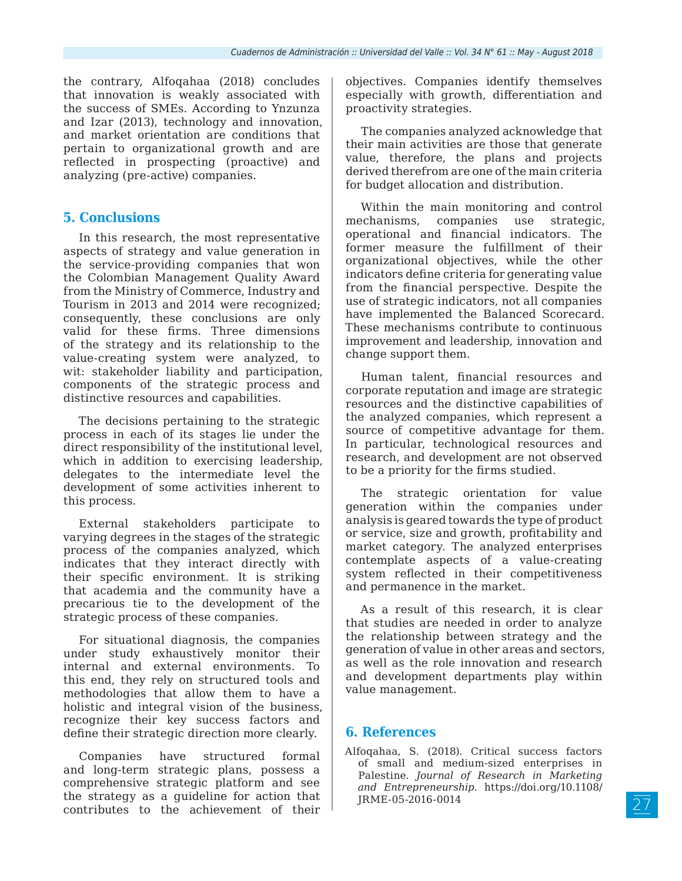the contrary, Alfoqahaa (2018) concludes that innovation is weakly associated with the success of SMEs. According to Ynzunza and Izar (2013), technology and innovation, and market orientation are conditions that pertain to organizational growth and are reflected in prospecting (proactive) and analyzing (pre-active) companies.

## 5. Conclusions

In this research, the most representative aspects of strategy and value generation in the service-providing companies that won the Colombian Management Quality Award from the Ministry of Commerce, Industry and Tourism in 2013 and 2014 were recognized; consequently, these conclusions are only valid for these firms. Three dimensions of the strategy and its relationship to the value-creating system were analyzed, to wit: stakeholder liability and participation, components of the strategic process and distinctive resources and capabilities.

The decisions pertaining to the strategic process in each of its stages lie under the direct responsibility of the institutional level, which in addition to exercising leadership, delegates to the intermediate level the development of some activities inherent to this process.

External stakeholders participate to varying degrees in the stages of the strategic process of the companies analyzed, which indicates that they interact directly with their specific environment. It is striking that academia and the community have a precarious tie to the development of the strategic process of these companies.

For situational diagnosis, the companies under study exhaustively monitor their internal and external environments. To this end, they rely on structured tools and methodologies that allow them to have a holistic and integral vision of the business, recognize their key success factors and define their strategic direction more clearly.

Companies have structured formal and long-term strategic plans, possess a comprehensive strategic platform and see the strategy as a guideline for action that contributes to the achievement of their objectives. Companies identify themselves especially with growth, differentiation and proactivity strategies.

The companies analyzed acknowledge that their main activities are those that generate value, therefore, the plans and projects derived therefrom are one of the main criteria for budget allocation and distribution.

Within the main monitoring and control mechanisms, companies use strategic, operational and financial indicators. The former measure the fulfillment of their organizational objectives, while the other indicators define criteria for generating value from the financial perspective. Despite the use of strategic indicators, not all companies have implemented the Balanced Scorecard. These mechanisms contribute to continuous improvement and leadership, innovation and change support them.

Human talent, financial resources and corporate reputation and image are strategic resources and the distinctive capabilities of the analyzed companies, which represent a source of competitive advantage for them. In particular, technological resources and research, and development are not observed to be a priority for the firms studied.

The strategic orientation for value generation within the companies under analysis is geared towards the type of product or service, size and growth, profitability and market category. The analyzed enterprises contemplate aspects of a value-creating system reflected in their competitiveness and permanence in the market.

As a result of this research, it is clear that studies are needed in order to analyze the relationship between strategy and the generation of value in other areas and sectors, as well as the role innovation and research and development departments play within value management.

## 6. References

Alfoqahaa, S. (2018). Critical success factors of small and medium-sized enterprises in Palestine. *Journal of Research in Marketing and Entrepreneurship*. https://doi.org/10.1108/JRME-05-2016-0014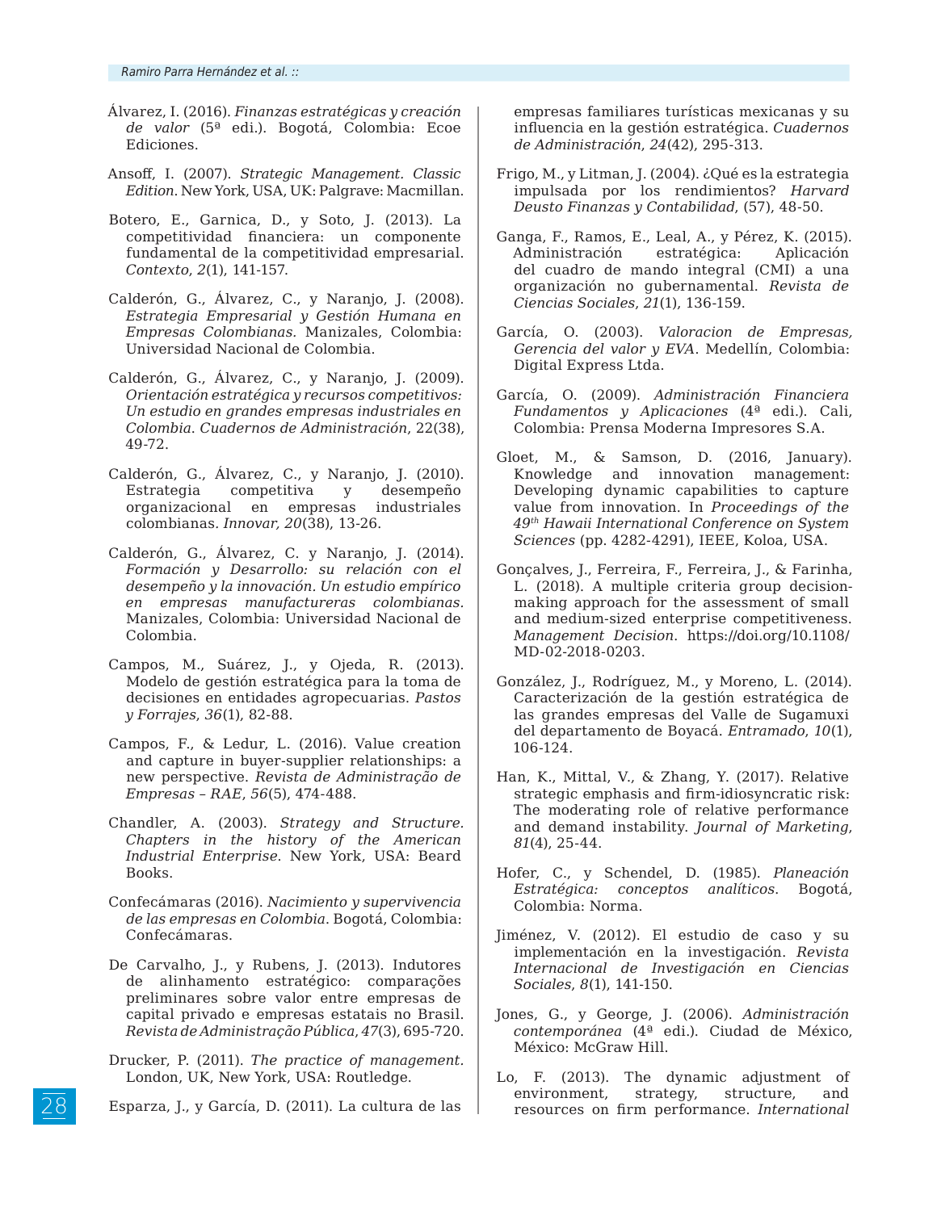Álvarez, I. (2016). *Finanzas estratégicas y creación de valor* (5ª edi.). Bogotá, Colombia: Ecoe Ediciones.

Ansoff, I. (2007). *Strategic Management. Classic Edition*. New York, USA, UK: Palgrave: Macmillan.

Botero, E., Garnica, D., y Soto, J. (2013). La competitividad financiera: un componente fundamental de la competitividad empresarial. *Contexto*, *2*(1), 141-157.

Calderón, G., Álvarez, C., y Naranjo, J. (2008). *Estrategia Empresarial y Gestión Humana en Empresas Colombianas*. Manizales, Colombia: Universidad Nacional de Colombia.

Calderón, G., Álvarez, C., y Naranjo, J. (2009). *Orientación estratégica y recursos competitivos: Un estudio en grandes empresas industriales en Colombia*. *Cuadernos de Administración*, 22(38), 49-72.

Calderón, G., Álvarez, C., y Naranjo, J. (2010). Estrategia competitiva y desempeño organizacional en empresas industriales colombianas. *Innovar, 20*(38), 13-26.

Calderón, G., Álvarez, C. y Naranjo, J. (2014). *Formación y Desarrollo: su relación con el desempeño y la innovación. Un estudio empírico en empresas manufactureras colombianas*. Manizales, Colombia: Universidad Nacional de Colombia.

Campos, M., Suárez, J., y Ojeda, R. (2013). Modelo de gestión estratégica para la toma de decisiones en entidades agropecuarias. *Pastos y Forrajes*, *36*(1), 82-88.

Campos, F., & Ledur, L. (2016). Value creation and capture in buyer-supplier relationships: a new perspective. *Revista de Administração de Empresas – RAE*, *56*(5), 474-488.

Chandler, A. (2003). *Strategy and Structure. Chapters in the history of the American Industrial Enterprise*. New York, USA: Beard Books.

Confecámaras (2016). *Nacimiento y supervivencia de las empresas en Colombia*. Bogotá, Colombia: Confecámaras.

De Carvalho, J., y Rubens, J. (2013). Indutores de alinhamento estratégico: comparações preliminares sobre valor entre empresas de capital privado e empresas estatais no Brasil. *Revista de Administração Pública*, *47*(3), 695-720.

Drucker, P. (2011). *The practice of management*. London, UK, New York, USA: Routledge.

Esparza, J., y García, D. (2011). La cultura de las empresas familiares turísticas mexicanas y su influencia en la gestión estratégica. *Cuadernos de Administración*, *24*(42), 295-313.

Frigo, M., y Litman, J. (2004). ¿Qué es la estrategia impulsada por los rendimientos? *Harvard Deusto Finanzas y Contabilidad*, (57), 48-50.

Ganga, F., Ramos, E., Leal, A., y Pérez, K. (2015). Administración estratégica: Aplicación del cuadro de mando integral (CMI) a una organización no gubernamental. *Revista de Ciencias Sociales*, *21*(1), 136-159.

García, O. (2003). *Valoracion de Empresas, Gerencia del valor y EVA*. Medellín, Colombia: Digital Express Ltda.

García, O. (2009). *Administración Financiera Fundamentos y Aplicaciones* (4ª edi.). Cali, Colombia: Prensa Moderna Impresores S.A.

Gloet, M., & Samson, D. (2016, January). Knowledge and innovation management: Developing dynamic capabilities to capture value from innovation. In *Proceedings of the 49th Hawaii International Conference on System Sciences* (pp. 4282-4291), IEEE, Koloa, USA.

Gonçalves, J., Ferreira, F., Ferreira, J., & Farinha, L. (2018). A multiple criteria group decision-making approach for the assessment of small and medium-sized enterprise competitiveness. *Management Decision*. https://doi.org/10.1108/MD-02-2018-0203.

González, J., Rodríguez, M., y Moreno, L. (2014). Caracterización de la gestión estratégica de las grandes empresas del Valle de Sugamuxi del departamento de Boyacá. *Entramado*, *10*(1), 106-124.

Han, K., Mittal, V., & Zhang, Y. (2017). Relative strategic emphasis and firm-idiosyncratic risk: The moderating role of relative performance and demand instability. *Journal of Marketing*, *81*(4), 25-44.

Hofer, C., y Schendel, D. (1985). *Planeación Estratégica: conceptos analíticos*. Bogotá, Colombia: Norma.

Jiménez, V. (2012). El estudio de caso y su implementación en la investigación. *Revista Internacional de Investigación en Ciencias Sociales*, *8*(1), 141-150.

Jones, G., y George, J. (2006). *Administración contemporánea* (4ª edi.). Ciudad de México, México: McGraw Hill.

Lo, F. (2013). The dynamic adjustment of environment, strategy, structure, and resources on firm performance. *International*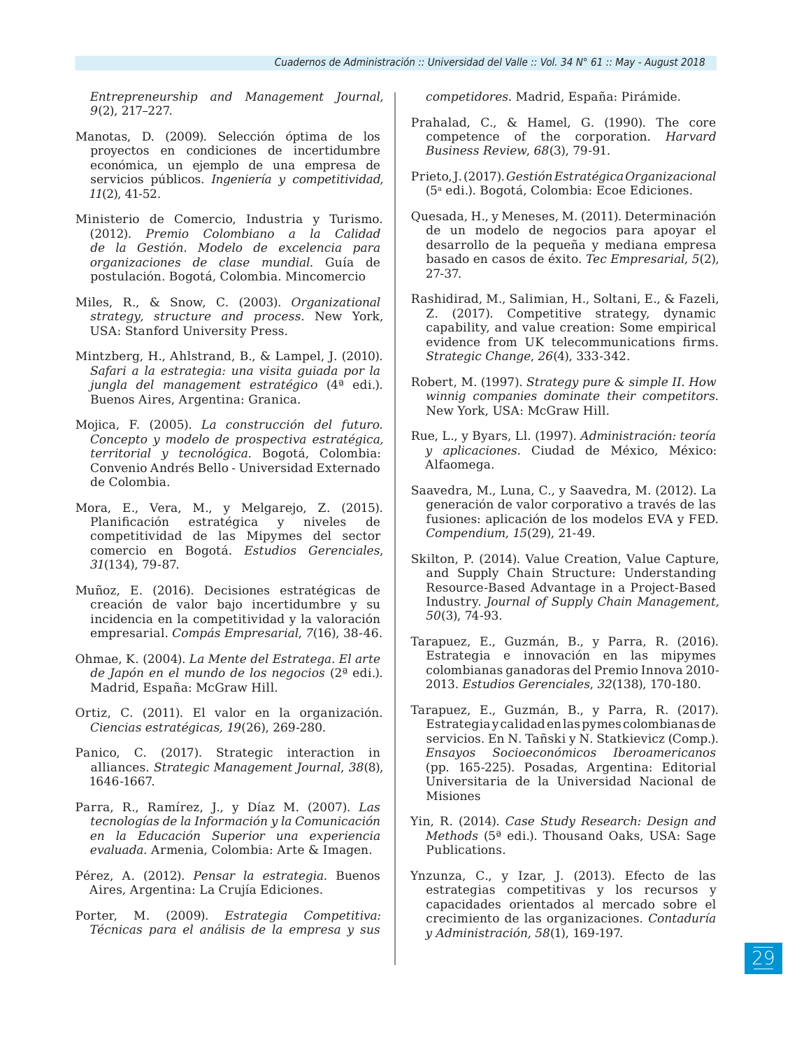*Entrepreneurship and Management Journal, 9*(2), 217–227.

Manotas, D. (2009). Selección óptima de los proyectos en condiciones de incertidumbre económica, un ejemplo de una empresa de servicios públicos. *Ingeniería y competitividad, 11*(2), 41-52.

Ministerio de Comercio, Industria y Turismo. (2012). *Premio Colombiano a la Calidad de la Gestión. Modelo de excelencia para organizaciones de clase mundial.* Guía de postulación. Bogotá, Colombia. Mincomercio

Miles, R., & Snow, C. (2003). *Organizational strategy, structure and process.* New York, USA: Stanford University Press.

Mintzberg, H., Ahlstrand, B., & Lampel, J. (2010). *Safari a la estrategia: una visita guiada por la jungla del management estratégico* (4ª edi.). Buenos Aires, Argentina: Granica.

Mojica, F. (2005). *La construcción del futuro. Concepto y modelo de prospectiva estratégica, territorial y tecnológica.* Bogotá, Colombia: Convenio Andrés Bello - Universidad Externado de Colombia.

Mora, E., Vera, M., y Melgarejo, Z. (2015). Planificación estratégica y niveles de competitividad de las Mipymes del sector comercio en Bogotá. *Estudios Gerenciales, 31*(134), 79-87.

Muñoz, E. (2016). Decisiones estratégicas de creación de valor bajo incertidumbre y su incidencia en la competitividad y la valoración empresarial. *Compás Empresarial, 7*(16), 38-46.

Ohmae, K. (2004). *La Mente del Estratega. El arte de Japón en el mundo de los negocios* (2ª edi.). Madrid, España: McGraw Hill.

Ortiz, C. (2011). El valor en la organización. *Ciencias estratégicas, 19*(26), 269-280.

Panico, C. (2017). Strategic interaction in alliances. *Strategic Management Journal, 38*(8), 1646-1667.

Parra, R., Ramírez, J., y Díaz M. (2007). *Las tecnologías de la Información y la Comunicación en la Educación Superior una experiencia evaluada.* Armenia, Colombia: Arte & Imagen.

Pérez, A. (2012). *Pensar la estrategia.* Buenos Aires, Argentina: La Crujía Ediciones.

Porter, M. (2009). *Estrategia Competitiva: Técnicas para el análisis de la empresa y sus competidores.* Madrid, España: Pirámide.

Prahalad, C., & Hamel, G. (1990). The core competence of the corporation. *Harvard Business Review, 68*(3), 79-91.

Prieto, J. (2017). *Gestión Estratégica Organizacional* (5ª edi.). Bogotá, Colombia: Ecoe Ediciones.

Quesada, H., y Meneses, M. (2011). Determinación de un modelo de negocios para apoyar el desarrollo de la pequeña y mediana empresa basado en casos de éxito. *Tec Empresarial, 5*(2), 27-37.

Rashidirad, M., Salimian, H., Soltani, E., & Fazeli, Z. (2017). Competitive strategy, dynamic capability, and value creation: Some empirical evidence from UK telecommunications firms. *Strategic Change, 26*(4), 333-342.

Robert, M. (1997). *Strategy pure & simple II. How winnig companies dominate their competitors.* New York, USA: McGraw Hill.

Rue, L., y Byars, Ll. (1997). *Administración: teoría y aplicaciones.* Ciudad de México, México: Alfaomega.

Saavedra, M., Luna, C., y Saavedra, M. (2012). La generación de valor corporativo a través de las fusiones: aplicación de los modelos EVA y FED. *Compendium, 15*(29), 21-49.

Skilton, P. (2014). Value Creation, Value Capture, and Supply Chain Structure: Understanding Resource-Based Advantage in a Project-Based Industry. *Journal of Supply Chain Management, 50*(3), 74-93.

Tarapuez, E., Guzmán, B., y Parra, R. (2016). Estrategia e innovación en las mipymes colombianas ganadoras del Premio Innova 2010-2013. *Estudios Gerenciales, 32*(138), 170-180.

Tarapuez, E., Guzmán, B., y Parra, R. (2017). Estrategia y calidad en las pymes colombianas de servicios. En N. Tañski y N. Statkievicz (Comp.). *Ensayos Socioeconómicos Iberoamericanos* (pp. 165-225). Posadas, Argentina: Editorial Universitaria de la Universidad Nacional de Misiones

Yin, R. (2014). *Case Study Research: Design and Methods* (5ª edi.). Thousand Oaks, USA: Sage Publications.

Ynzunza, C., y Izar, J. (2013). Efecto de las estrategias competitivas y los recursos y capacidades orientados al mercado sobre el crecimiento de las organizaciones. *Contaduría y Administración, 58*(1), 169-197.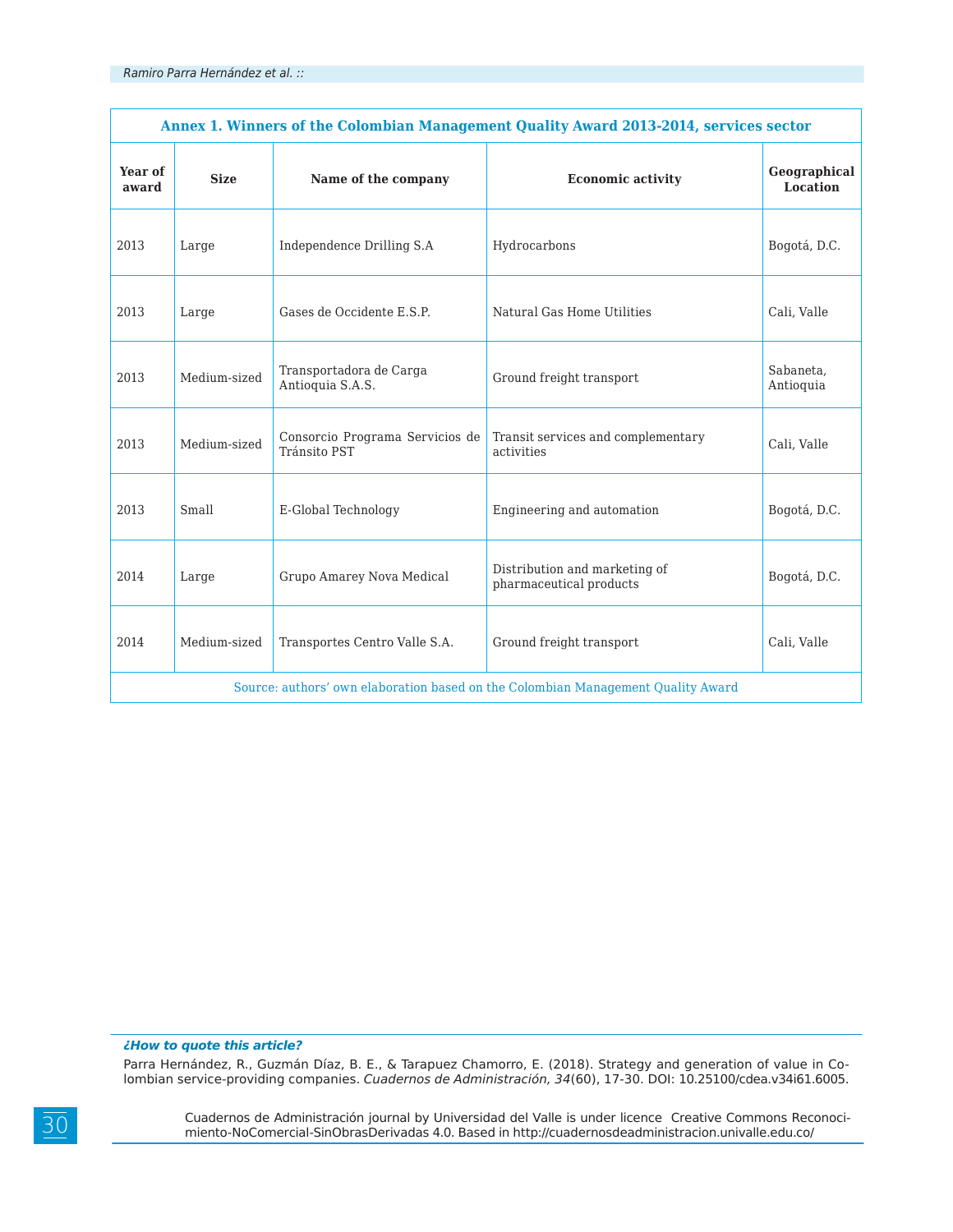**Annex 1. Winners of the Colombian Management Quality Award 2013-2014, services sector**

| Year of award | Size | Name of the company | Economic activity | Geographical Location |
|---|---|---|---|---|
| 2013 | Large | Independence Drilling S.A | Hydrocarbons | Bogotá, D.C. |
| 2013 | Large | Gases de Occidente E.S.P. | Natural Gas Home Utilities | Cali, Valle |
| 2013 | Medium-sized | Transportadora de Carga Antioquia S.A.S. | Ground freight transport | Sabaneta, Antioquia |
| 2013 | Medium-sized | Consorcio Programa Servicios de Tránsito PST | Transit services and complementary activities | Cali, Valle |
| 2013 | Small | E-Global Technology | Engineering and automation | Bogotá, D.C. |
| 2014 | Large | Grupo Amarey Nova Medical | Distribution and marketing of pharmaceutical products | Bogotá, D.C. |
| 2014 | Medium-sized | Transportes Centro Valle S.A. | Ground freight transport | Cali, Valle |

Source: authors' own elaboration based on the Colombian Management Quality Award

***¿How to quote this article?***

Parra Hernández, R., Guzmán Díaz, B. E., & Tarapuez Chamorro, E. (2018). Strategy and generation of value in Colombian service-providing companies. *Cuadernos de Administración, 34*(60), 17-30. DOI: 10.25100/cdea.v34i61.6005.

Cuadernos de Administración journal by Universidad del Valle is under licence Creative Commons Reconocimiento-NoComercial-SinObrasDerivadas 4.0. Based in http://cuadernosdeadministracion.univalle.edu.co/